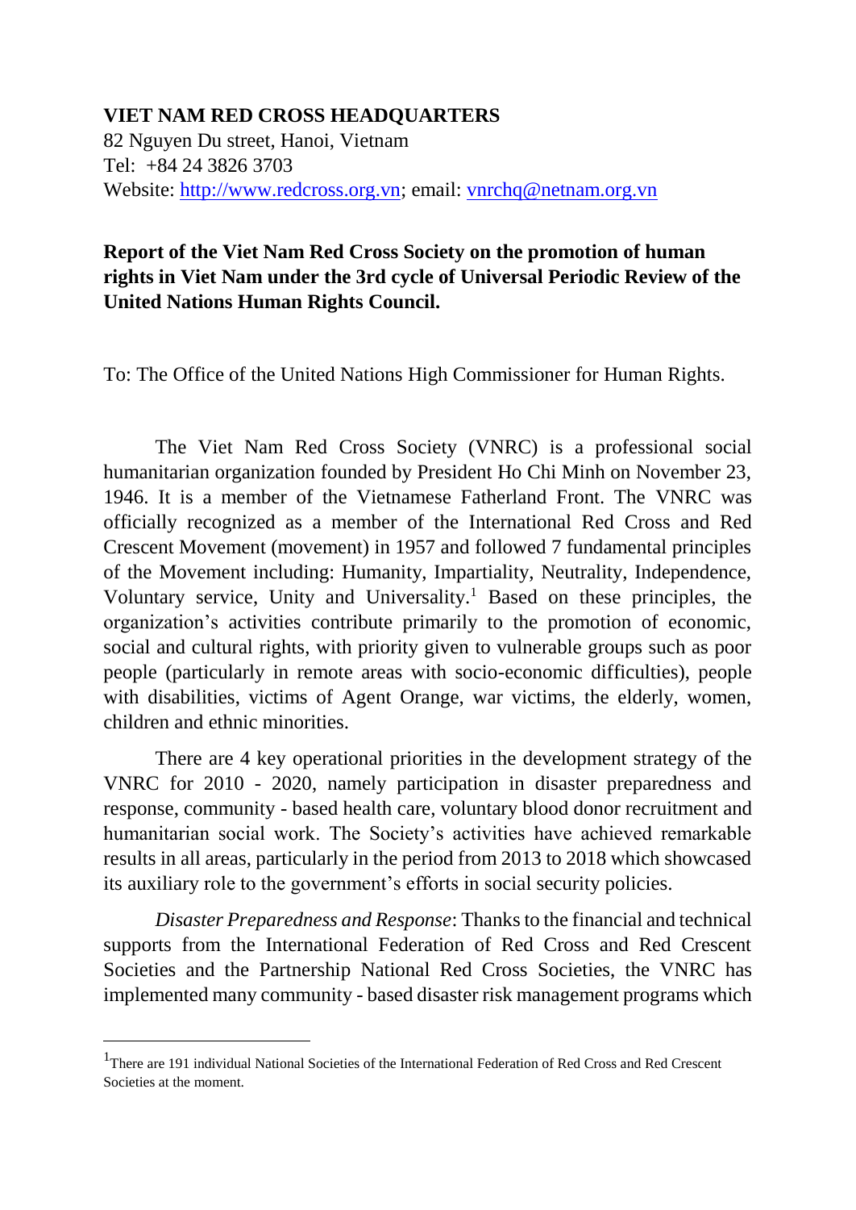**VIET NAM RED CROSS HEADQUARTERS**
82 Nguyen Du street, Hanoi, Vietnam
Tel: +84 24 3826 3703
Website: http://www.redcross.org.vn; email: vnrchq@netnam.org.vn

**Report of the Viet Nam Red Cross Society on the promotion of human rights in Viet Nam under the 3rd cycle of Universal Periodic Review of the United Nations Human Rights Council.**

To: The Office of the United Nations High Commissioner for Human Rights.

The Viet Nam Red Cross Society (VNRC) is a professional social humanitarian organization founded by President Ho Chi Minh on November 23, 1946. It is a member of the Vietnamese Fatherland Front. The VNRC was officially recognized as a member of the International Red Cross and Red Crescent Movement (movement) in 1957 and followed 7 fundamental principles of the Movement including: Humanity, Impartiality, Neutrality, Independence, Voluntary service, Unity and Universality.[1] Based on these principles, the organization's activities contribute primarily to the promotion of economic, social and cultural rights, with priority given to vulnerable groups such as poor people (particularly in remote areas with socio-economic difficulties), people with disabilities, victims of Agent Orange, war victims, the elderly, women, children and ethnic minorities.

There are 4 key operational priorities in the development strategy of the VNRC for 2010 - 2020, namely participation in disaster preparedness and response, community - based health care, voluntary blood donor recruitment and humanitarian social work. The Society's activities have achieved remarkable results in all areas, particularly in the period from 2013 to 2018 which showcased its auxiliary role to the government's efforts in social security policies.

*Disaster Preparedness and Response*: Thanks to the financial and technical supports from the International Federation of Red Cross and Red Crescent Societies and the Partnership National Red Cross Societies, the VNRC has implemented many community - based disaster risk management programs which

---

[1] There are 191 individual National Societies of the International Federation of Red Cross and Red Crescent Societies at the moment.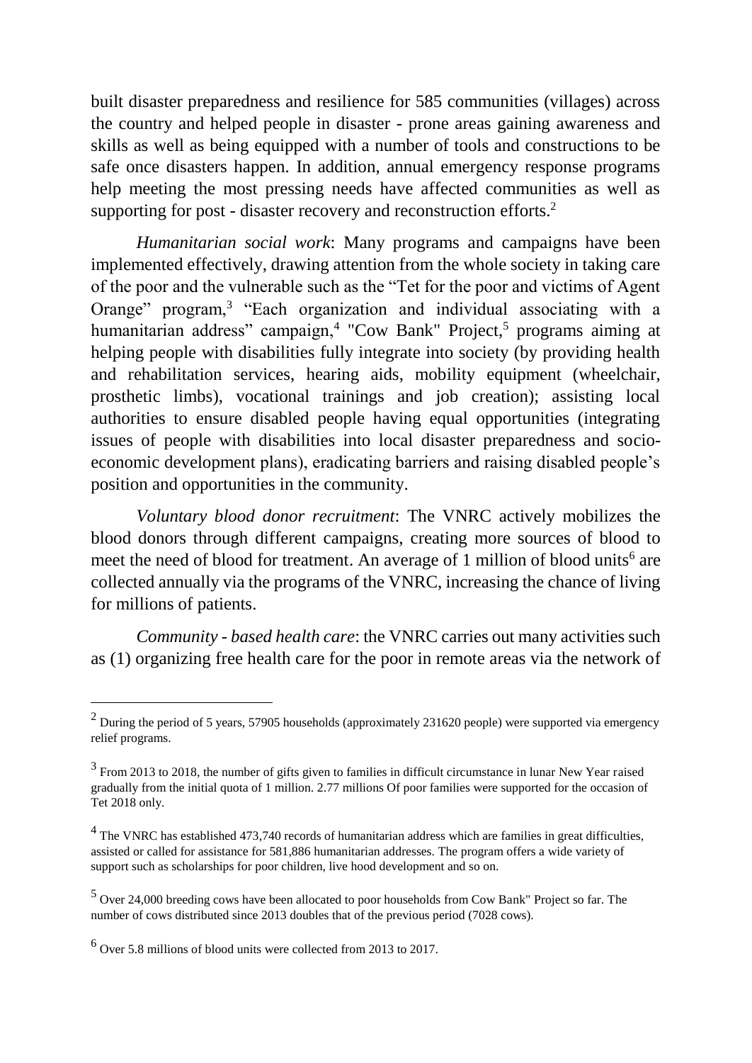built disaster preparedness and resilience for 585 communities (villages) across the country and helped people in disaster - prone areas gaining awareness and skills as well as being equipped with a number of tools and constructions to be safe once disasters happen. In addition, annual emergency response programs help meeting the most pressing needs have affected communities as well as supporting for post - disaster recovery and reconstruction efforts.[2]

*Humanitarian social work*: Many programs and campaigns have been implemented effectively, drawing attention from the whole society in taking care of the poor and the vulnerable such as the "Tet for the poor and victims of Agent Orange" program,[3] "Each organization and individual associating with a humanitarian address" campaign,[4] "Cow Bank" Project,[5] programs aiming at helping people with disabilities fully integrate into society (by providing health and rehabilitation services, hearing aids, mobility equipment (wheelchair, prosthetic limbs), vocational trainings and job creation); assisting local authorities to ensure disabled people having equal opportunities (integrating issues of people with disabilities into local disaster preparedness and socio-economic development plans), eradicating barriers and raising disabled people's position and opportunities in the community.

*Voluntary blood donor recruitment*: The VNRC actively mobilizes the blood donors through different campaigns, creating more sources of blood to meet the need of blood for treatment. An average of 1 million of blood units[6] are collected annually via the programs of the VNRC, increasing the chance of living for millions of patients.

*Community - based health care*: the VNRC carries out many activities such as (1) organizing free health care for the poor in remote areas via the network of

---

[2] During the period of 5 years, 57905 households (approximately 231620 people) were supported via emergency relief programs.

[3] From 2013 to 2018, the number of gifts given to families in difficult circumstance in lunar New Year raised gradually from the initial quota of 1 million. 2.77 millions Of poor families were supported for the occasion of Tet 2018 only.

[4] The VNRC has established 473,740 records of humanitarian address which are families in great difficulties, assisted or called for assistance for 581,886 humanitarian addresses. The program offers a wide variety of support such as scholarships for poor children, live hood development and so on.

[5] Over 24,000 breeding cows have been allocated to poor households from Cow Bank" Project so far. The number of cows distributed since 2013 doubles that of the previous period (7028 cows).

[6] Over 5.8 millions of blood units were collected from 2013 to 2017.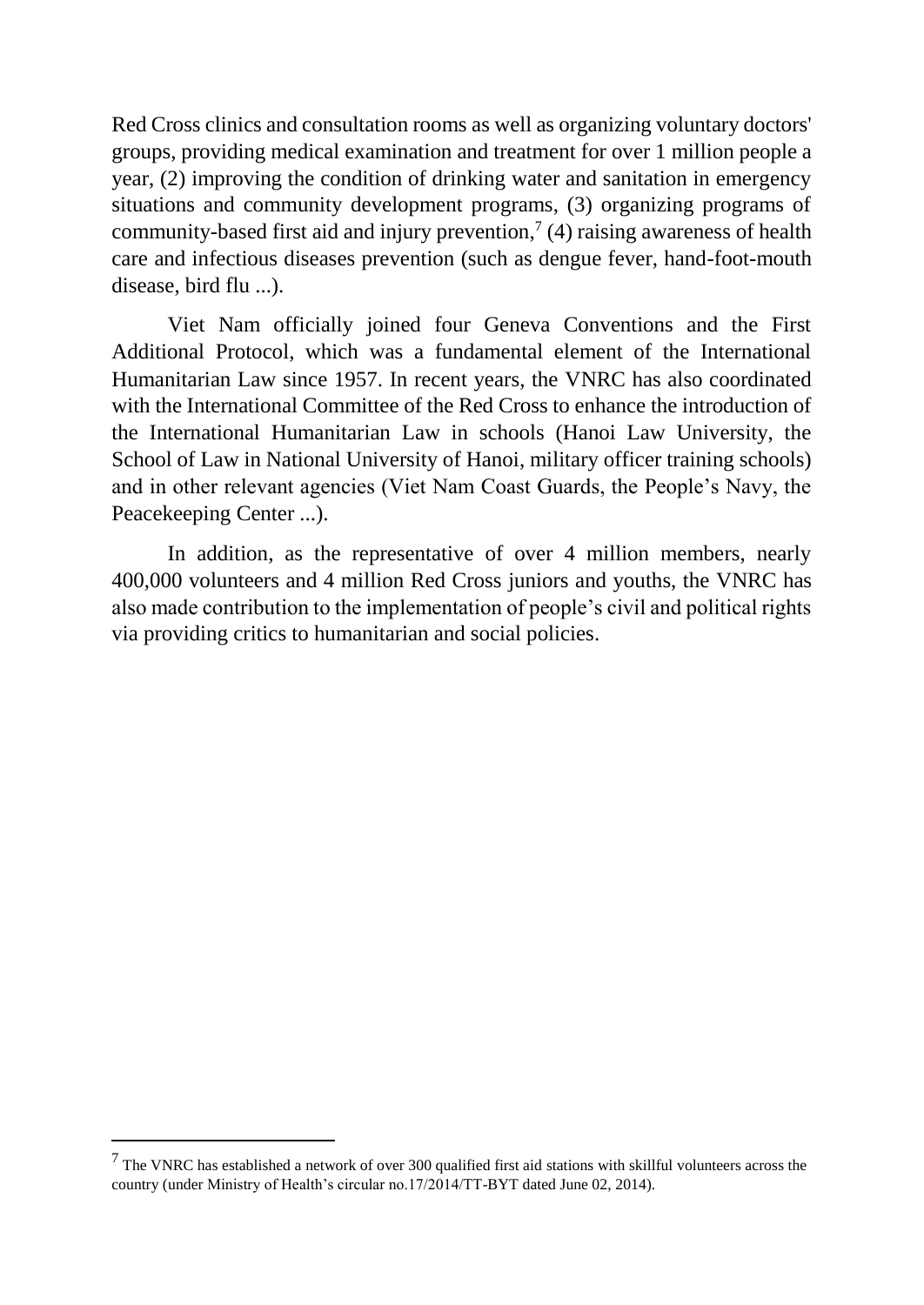Red Cross clinics and consultation rooms as well as organizing voluntary doctors' groups, providing medical examination and treatment for over 1 million people a year, (2) improving the condition of drinking water and sanitation in emergency situations and community development programs, (3) organizing programs of community-based first aid and injury prevention,[7] (4) raising awareness of health care and infectious diseases prevention (such as dengue fever, hand-foot-mouth disease, bird flu ...).

Viet Nam officially joined four Geneva Conventions and the First Additional Protocol, which was a fundamental element of the International Humanitarian Law since 1957. In recent years, the VNRC has also coordinated with the International Committee of the Red Cross to enhance the introduction of the International Humanitarian Law in schools (Hanoi Law University, the School of Law in National University of Hanoi, military officer training schools) and in other relevant agencies (Viet Nam Coast Guards, the People's Navy, the Peacekeeping Center ...).

In addition, as the representative of over 4 million members, nearly 400,000 volunteers and 4 million Red Cross juniors and youths, the VNRC has also made contribution to the implementation of people's civil and political rights via providing critics to humanitarian and social policies.

---

[7] The VNRC has established a network of over 300 qualified first aid stations with skillful volunteers across the country (under Ministry of Health's circular no.17/2014/TT-BYT dated June 02, 2014).